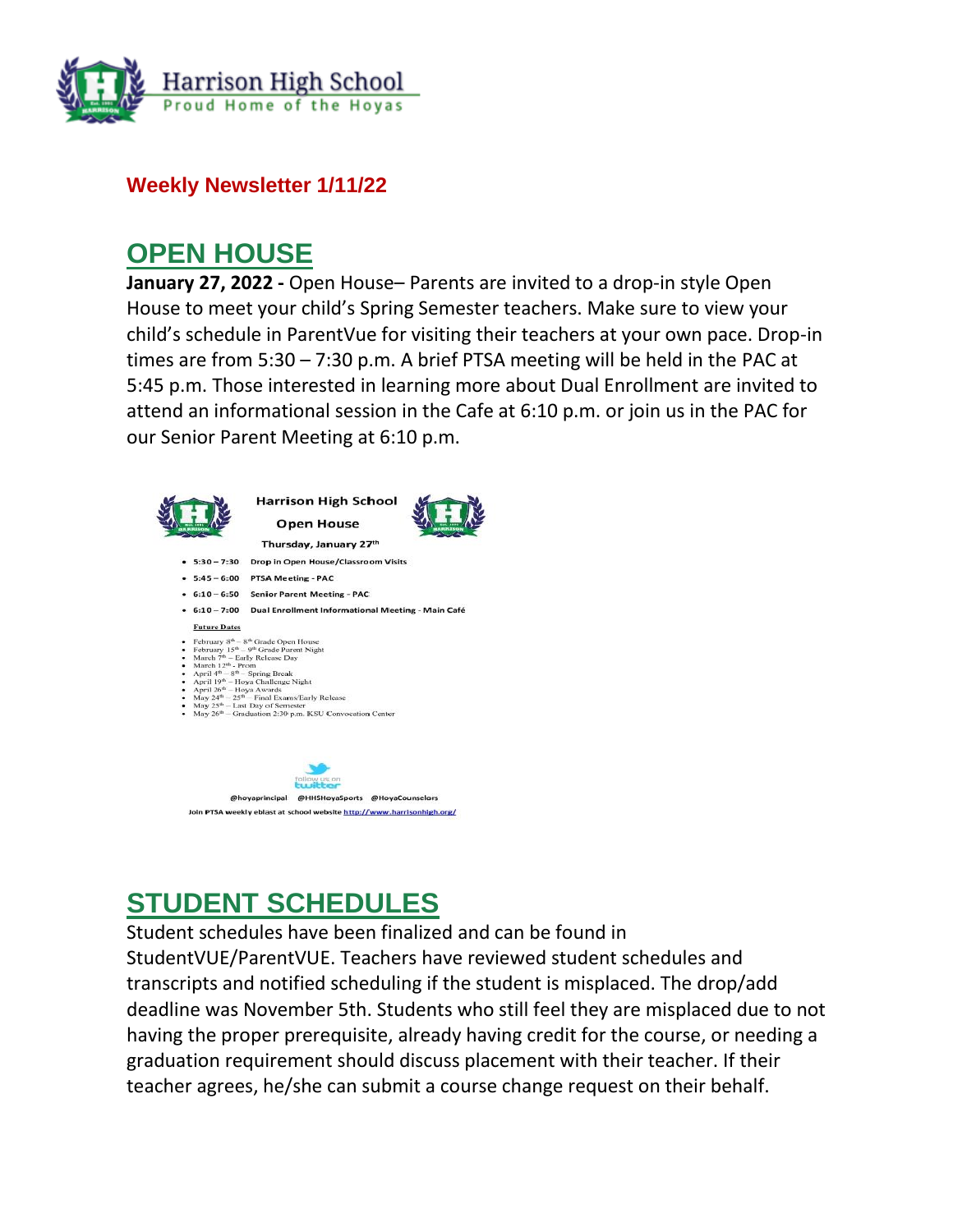Harrison High School

Proud Home of the Hoyas

**Weekly Newsletter 1/11/22**

## OPEN HOUSE

**January 27, 2022 -** Open House– Parents are invited to a drop-in style Open House to meet your child's Spring Semester teachers. Make sure to view your child's schedule in ParentVue for visiting their teachers at your own pace. Drop-in times are from 5:30 – 7:30 p.m. A brief PTSA meeting will be held in the PAC at 5:45 p.m. Those interested in learning more about Dual Enrollment are invited to attend an informational session in the Cafe at 6:10 p.m. or join us in the PAC for our Senior Parent Meeting at 6:10 p.m.

**Harrison High School**

**Open House**

**Thursday, January 27th**

- **5:30 – 7:30** Drop in Open House/Classroom Visits
- **5:45 – 6:00** PTSA Meeting - PAC
- **6:10 – 6:50** Senior Parent Meeting - PAC
- **6:10 – 7:00** Dual Enrollment Informational Meeting - Main Café

**Future Dates**

- February 8th – 8th Grade Open House
- February 15th – 9th Grade Parent Night
- March 7th – Early Release Day
- March 12th - Prom
- April 4th – 8th – Spring Break
- April 19th – Hoya Challenge Night
- April 26th – Hoya Awards
- May 24th – 25th – Final Exams/Early Release
- May 25th – Last Day of Semester
- May 26th – Graduation 2:30 p.m. KSU Convocation Center

follow us on twitter

@hoyaprincipal @HHSHoyaSports @HoyaCounselors

Join PTSA weekly eblast at school website http://www.harrisonhigh.org/

## STUDENT SCHEDULES

Student schedules have been finalized and can be found in StudentVUE/ParentVUE. Teachers have reviewed student schedules and transcripts and notified scheduling if the student is misplaced. The drop/add deadline was November 5th. Students who still feel they are misplaced due to not having the proper prerequisite, already having credit for the course, or needing a graduation requirement should discuss placement with their teacher. If their teacher agrees, he/she can submit a course change request on their behalf.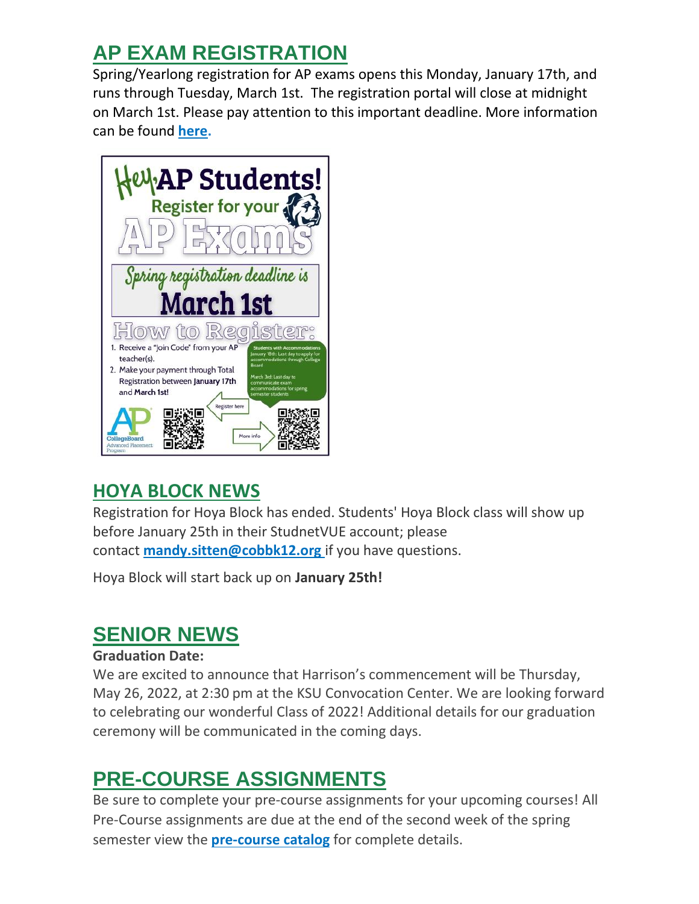## AP EXAM REGISTRATION

Spring/Yearlong registration for AP exams opens this Monday, January 17th, and runs through Tuesday, March 1st. The registration portal will close at midnight on March 1st. Please pay attention to this important deadline. More information can be found **here.**

Hey, AP Students! Register for your AP Exams

Spring registration deadline is **March 1st**

How to Register:

1. Receive a "Join Code" from your AP teacher(s).
2. Make your payment through Total Registration between **January 17th** and **March 1st**!

**Students with Accommodations**
January 18th: Last day to apply for accommodations through College Board
March 3rd: Last day to communicate exam accommodations for spring semester students

Register here

More info

## HOYA BLOCK NEWS

Registration for Hoya Block has ended. Students' Hoya Block class will show up before January 25th in their StudnetVUE account; please contact **mandy.sitten@cobbk12.org** if you have questions.

Hoya Block will start back up on **January 25th!**

## SENIOR NEWS

**Graduation Date:**

We are excited to announce that Harrison's commencement will be Thursday, May 26, 2022, at 2:30 pm at the KSU Convocation Center. We are looking forward to celebrating our wonderful Class of 2022! Additional details for our graduation ceremony will be communicated in the coming days.

## PRE-COURSE ASSIGNMENTS

Be sure to complete your pre-course assignments for your upcoming courses! All Pre-Course assignments are due at the end of the second week of the spring semester view the **pre-course catalog** for complete details.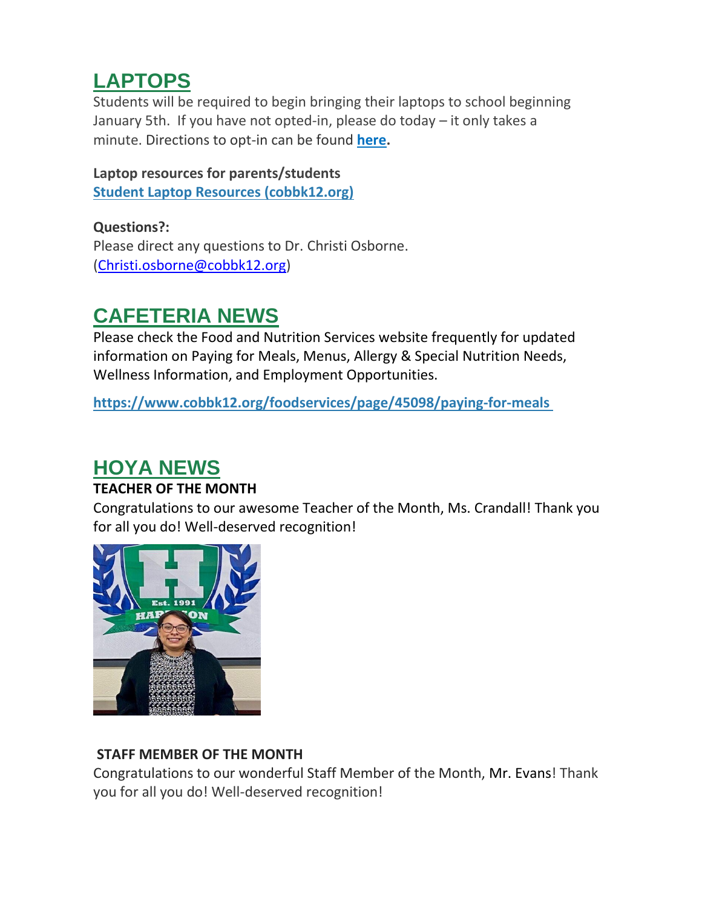## LAPTOPS

Students will be required to begin bringing their laptops to school beginning January 5th. If you have not opted-in, please do today – it only takes a minute. Directions to opt-in can be found **here.**

**Laptop resources for parents/students**
**Student Laptop Resources (cobbk12.org)**

**Questions?:**
Please direct any questions to Dr. Christi Osborne. (Christi.osborne@cobbk12.org)

## CAFETERIA NEWS

Please check the Food and Nutrition Services website frequently for updated information on Paying for Meals, Menus, Allergy & Special Nutrition Needs, Wellness Information, and Employment Opportunities.

**https://www.cobbk12.org/foodservices/page/45098/paying-for-meals**

## HOYA NEWS

**TEACHER OF THE MONTH**

Congratulations to our awesome Teacher of the Month, Ms. Crandall! Thank you for all you do! Well-deserved recognition!

**STAFF MEMBER OF THE MONTH**

Congratulations to our wonderful Staff Member of the Month, Mr. Evans! Thank you for all you do! Well-deserved recognition!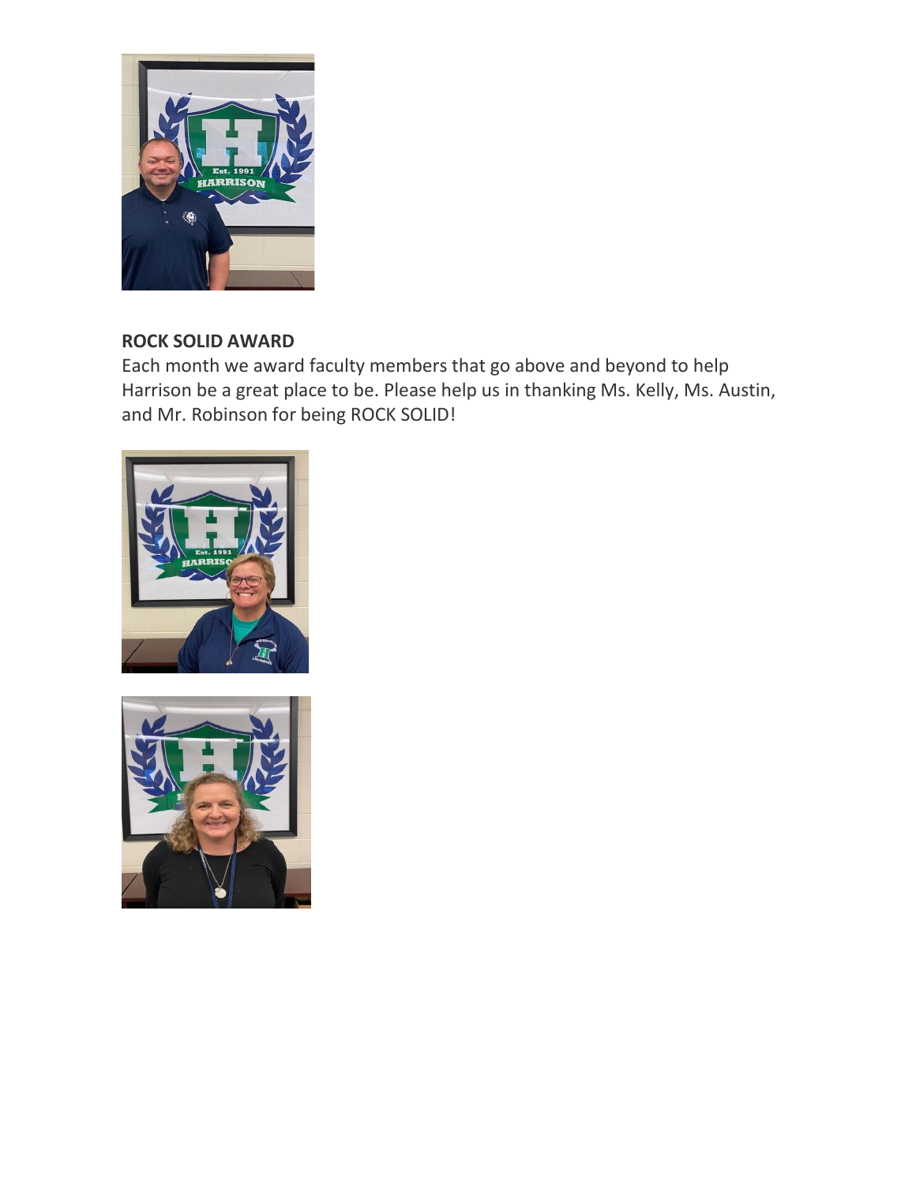**ROCK SOLID AWARD**

Each month we award faculty members that go above and beyond to help Harrison be a great place to be. Please help us in thanking Ms. Kelly, Ms. Austin, and Mr. Robinson for being ROCK SOLID!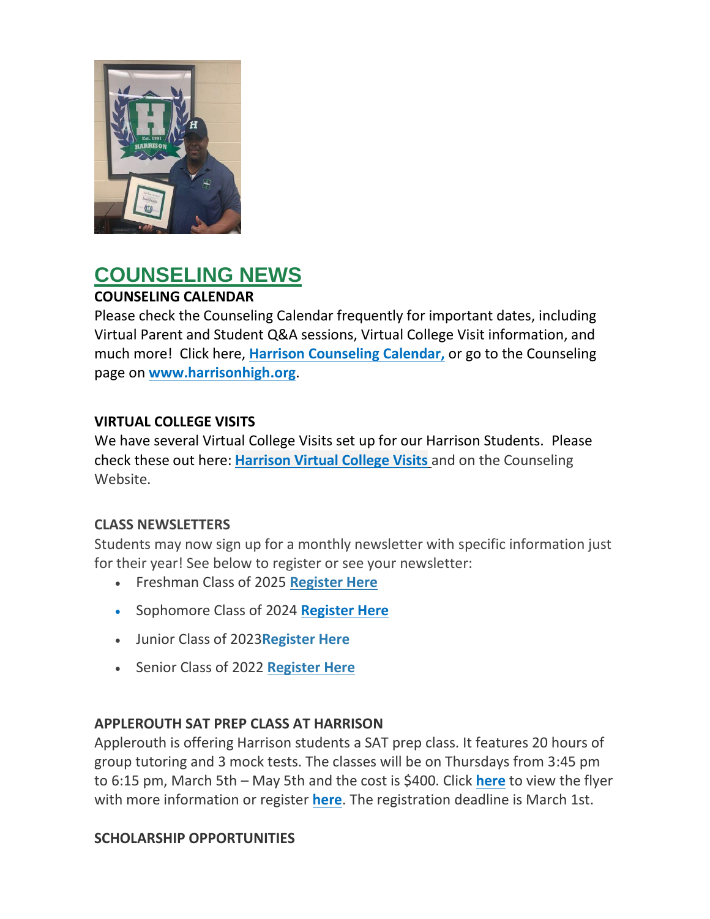## COUNSELING NEWS

**COUNSELING CALENDAR**

Please check the Counseling Calendar frequently for important dates, including Virtual Parent and Student Q&A sessions, Virtual College Visit information, and much more! Click here, **Harrison Counseling Calendar,** or go to the Counseling page on **www.harrisonhigh.org**.

**VIRTUAL COLLEGE VISITS**

We have several Virtual College Visits set up for our Harrison Students. Please check these out here: **Harrison Virtual College Visits** and on the Counseling Website.

**CLASS NEWSLETTERS**

Students may now sign up for a monthly newsletter with specific information just for their year! See below to register or see your newsletter:

- Freshman Class of 2025 **Register Here**
- Sophomore Class of 2024 **Register Here**
- Junior Class of 2023**Register Here**
- Senior Class of 2022 **Register Here**

**APPLEROUTH SAT PREP CLASS AT HARRISON**

Applerouth is offering Harrison students a SAT prep class. It features 20 hours of group tutoring and 3 mock tests. The classes will be on Thursdays from 3:45 pm to 6:15 pm, March 5th – May 5th and the cost is $400. Click **here** to view the flyer with more information or register **here**. The registration deadline is March 1st.

**SCHOLARSHIP OPPORTUNITIES**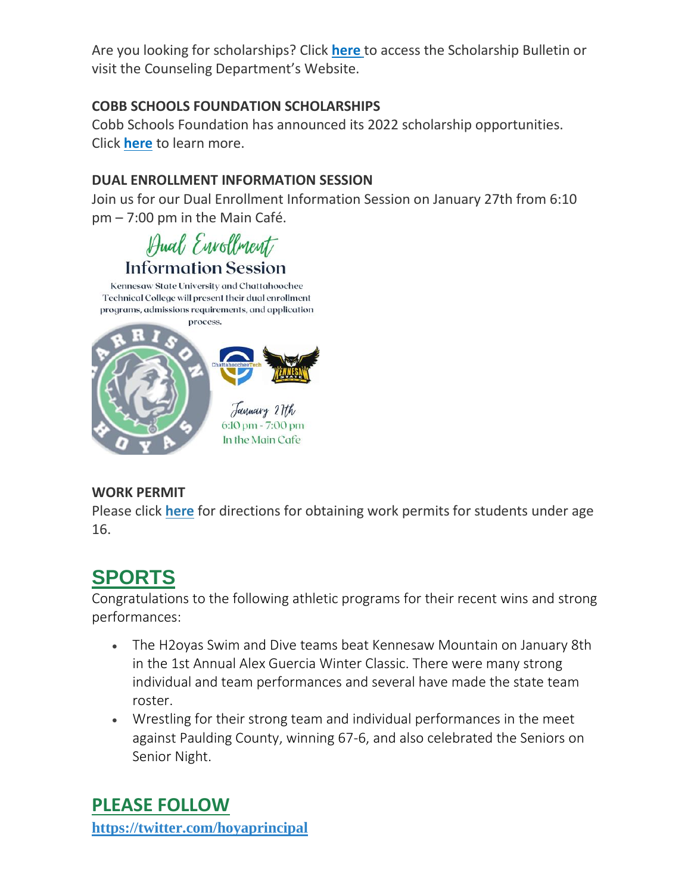Are you looking for scholarships? Click **here** to access the Scholarship Bulletin or visit the Counseling Department's Website.

**COBB SCHOOLS FOUNDATION SCHOLARSHIPS**

Cobb Schools Foundation has announced its 2022 scholarship opportunities. Click **here** to learn more.

**DUAL ENROLLMENT INFORMATION SESSION**

Join us for our Dual Enrollment Information Session on January 27th from 6:10 pm – 7:00 pm in the Main Café.

Dual Enrollment

Information Session

Kennesaw State University and Chattahoochee Technical College will present their dual enrollment programs, admissions requirements, and application process.

January 27th

6:10 pm - 7:00 pm

In the Main Cafe

**WORK PERMIT**

Please click **here** for directions for obtaining work permits for students under age 16.

## SPORTS

Congratulations to the following athletic programs for their recent wins and strong performances:

- The H2oyas Swim and Dive teams beat Kennesaw Mountain on January 8th in the 1st Annual Alex Guercia Winter Classic. There were many strong individual and team performances and several have made the state team roster.
- Wrestling for their strong team and individual performances in the meet against Paulding County, winning 67-6, and also celebrated the Seniors on Senior Night.

## PLEASE FOLLOW

**https://twitter.com/hoyaprincipal**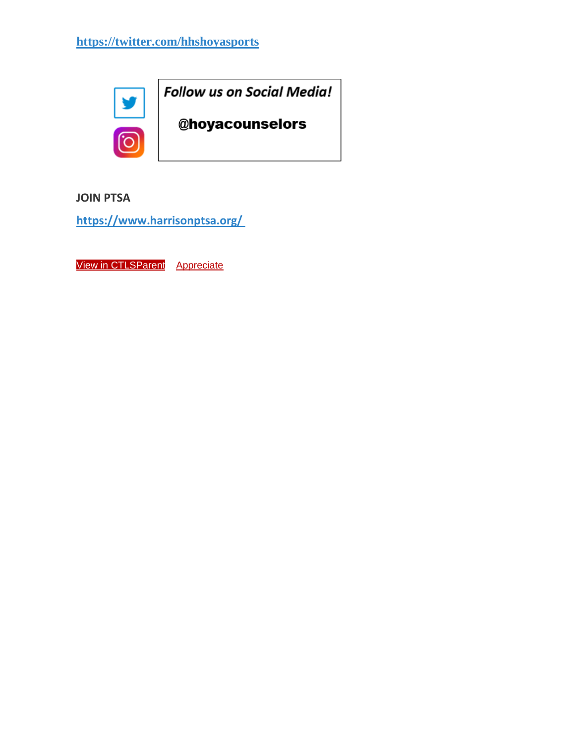https://twitter.com/hhshoyasports

*Follow us on Social Media!*

**@hoyacounselors**

**JOIN PTSA**

https://www.harrisonptsa.org/

View in CTLSParent Appreciate